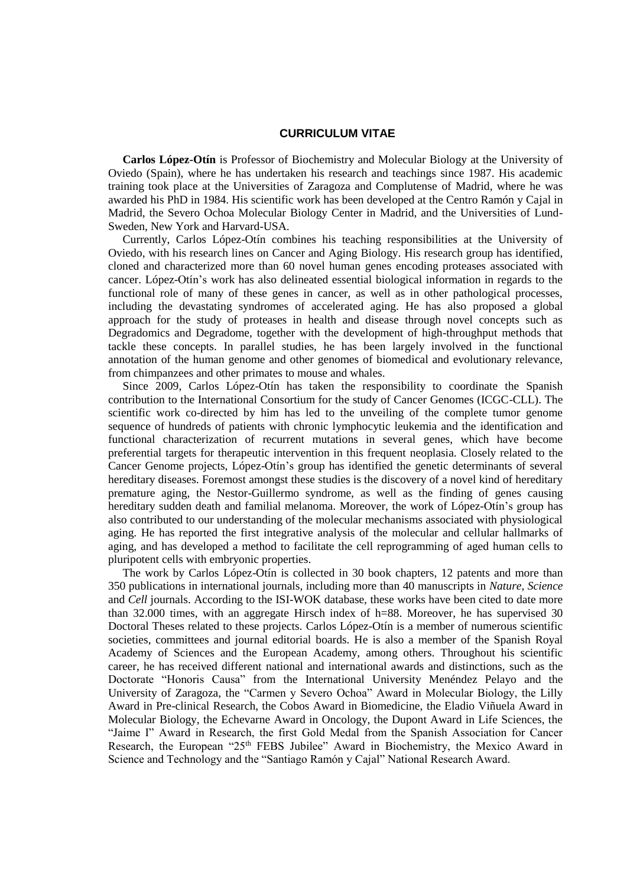# CURRICULUM VITAE

**Carlos López-Otín** is Professor of Biochemistry and Molecular Biology at the University of Oviedo (Spain), where he has undertaken his research and teachings since 1987. His academic training took place at the Universities of Zaragoza and Complutense of Madrid, where he was awarded his PhD in 1984. His scientific work has been developed at the Centro Ramón y Cajal in Madrid, the Severo Ochoa Molecular Biology Center in Madrid, and the Universities of Lund-Sweden, New York and Harvard-USA.

Currently, Carlos López-Otín combines his teaching responsibilities at the University of Oviedo, with his research lines on Cancer and Aging Biology. His research group has identified, cloned and characterized more than 60 novel human genes encoding proteases associated with cancer. López-Otín's work has also delineated essential biological information in regards to the functional role of many of these genes in cancer, as well as in other pathological processes, including the devastating syndromes of accelerated aging. He has also proposed a global approach for the study of proteases in health and disease through novel concepts such as Degradomics and Degradome, together with the development of high-throughput methods that tackle these concepts. In parallel studies, he has been largely involved in the functional annotation of the human genome and other genomes of biomedical and evolutionary relevance, from chimpanzees and other primates to mouse and whales.

Since 2009, Carlos López-Otín has taken the responsibility to coordinate the Spanish contribution to the International Consortium for the study of Cancer Genomes (ICGC-CLL). The scientific work co-directed by him has led to the unveiling of the complete tumor genome sequence of hundreds of patients with chronic lymphocytic leukemia and the identification and functional characterization of recurrent mutations in several genes, which have become preferential targets for therapeutic intervention in this frequent neoplasia. Closely related to the Cancer Genome projects, López-Otín's group has identified the genetic determinants of several hereditary diseases. Foremost amongst these studies is the discovery of a novel kind of hereditary premature aging, the Nestor-Guillermo syndrome, as well as the finding of genes causing hereditary sudden death and familial melanoma. Moreover, the work of López-Otín's group has also contributed to our understanding of the molecular mechanisms associated with physiological aging. He has reported the first integrative analysis of the molecular and cellular hallmarks of aging, and has developed a method to facilitate the cell reprogramming of aged human cells to pluripotent cells with embryonic properties.

The work by Carlos López-Otín is collected in 30 book chapters, 12 patents and more than 350 publications in international journals, including more than 40 manuscripts in *Nature*, *Science* and *Cell* journals. According to the ISI-WOK database, these works have been cited to date more than 32.000 times, with an aggregate Hirsch index of h=88. Moreover, he has supervised 30 Doctoral Theses related to these projects. Carlos López-Otín is a member of numerous scientific societies, committees and journal editorial boards. He is also a member of the Spanish Royal Academy of Sciences and the European Academy, among others. Throughout his scientific career, he has received different national and international awards and distinctions, such as the Doctorate "Honoris Causa" from the International University Menéndez Pelayo and the University of Zaragoza, the "Carmen y Severo Ochoa" Award in Molecular Biology, the Lilly Award in Pre-clinical Research, the Cobos Award in Biomedicine, the Eladio Viñuela Award in Molecular Biology, the Echevarne Award in Oncology, the Dupont Award in Life Sciences, the "Jaime I" Award in Research, the first Gold Medal from the Spanish Association for Cancer Research, the European "25th FEBS Jubilee" Award in Biochemistry, the Mexico Award in Science and Technology and the "Santiago Ramón y Cajal" National Research Award.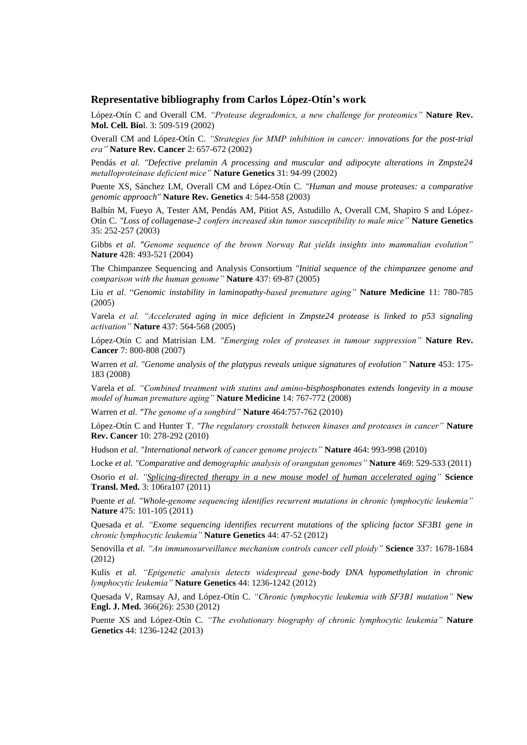### Representative bibliography from Carlos López-Otín's work

López-Otín C and Overall CM. *"Protease degradomics, a new challenge for proteomics"* **Nature Rev. Mol. Cell. Bio**l. 3: 509-519 (2002)

Overall CM and López-Otín C. *"Strategies for MMP inhibition in cancer: innovations for the post-trial era"* **Nature Rev. Cancer** 2: 657-672 (2002)

Pendás *et al. "Defective prelamin A processing and muscular and adipocyte alterations in Zmpste24 metalloproteinase deficient mice"* **Nature Genetics** 31: 94-99 (2002)

Puente XS, Sánchez LM, Overall CM and López-Otín C. *"Human and mouse proteases: a comparative genomic approach"* **Nature Rev. Genetics** 4: 544-558 (2003)

Balbín M, Fueyo A, Tester AM, Pendás AM, Pitiot AS, Astudillo A, Overall CM, Shapiro S and López-Otín C. *"Loss of collagenase-2 confers increased skin tumor susceptibility to male mice"* **Nature Genetics** 35: 252-257 (2003)

Gibbs *et al. "Genome sequence of the brown Norway Rat yields insights into mammalian evolution"* **Nature** 428: 493-521 (2004)

The Chimpanzee Sequencing and Analysis Consortium *"Initial sequence of the chimpanzee genome and comparison with the human genome"* **Nature** 437: 69-87 (2005)

Liu *et al*. "*Genomic instability in laminopathy-based premature aging"* **Nature Medicine** 11: 780-785 (2005)

Varela *et al. "Accelerated aging in mice deficient in Zmpste24 protease is linked to p53 signaling activation"* **Nature** 437: 564-568 (2005)

López-Otín C and Matrisian LM. *"Emerging roles of proteases in tumour suppression"* **Nature Rev. Cancer** 7: 800-808 (2007)

Warren *et al. "Genome analysis of the platypus reveals unique signatures of evolution"* **Nature** 453: 175-183 (2008)

Varela *et al. "Combined treatment with statins and amino-bisphosphonates extends longevity in a mouse model of human premature aging"* **Nature Medicine** 14: 767-772 (2008)

Warren *et al. "The genome of a songbird"* **Nature** 464:757-762 (2010)

López-Otín C and Hunter T. *"The regulatory crosstalk between kinases and proteases in cancer"* **Nature Rev. Cancer** 10: 278-292 (2010)

Hudson *et al*. *"International network of cancer genome projects"* **Nature** 464: 993-998 (2010)

Locke *et al. "Comparative and demographic analysis of orangutan genomes"* **Nature** 469: 529-533 (2011)

Osorio *et al*. *"Splicing-directed therapy in a new mouse model of human accelerated aging"* **Science Transl. Med.** 3: 106ra107 (2011)

Puente *et al. "Whole-genome sequencing identifies recurrent mutations in chronic lymphocytic leukemia"* **Nature** 475: 101-105 (2011)

Quesada *et al. "Exome sequencing identifies recurrent mutations of the splicing factor SF3B1 gene in chronic lymphocytic leukemia"* **Nature Genetics** 44: 47-52 (2012)

Senovilla *et al. "An immunosurveillance mechanism controls cancer cell ploidy"* **Science** 337: 1678-1684 (2012)

Kulis *et al. "Epigenetic analysis detects widespread gene-body DNA hypomethylation in chronic lymphocytic leukemia"* **Nature Genetics** 44: 1236-1242 (2012)

Quesada V, Ramsay AJ, and López-Otín C. *"Chronic lymphocytic leukemia with SF3B1 mutation"* **New Engl. J. Med.** 366(26): 2530 (2012)

Puente XS and López-Otín C. *"The evolutionary biography of chronic lymphocytic leukemia"* **Nature Genetics** 44: 1236-1242 (2013)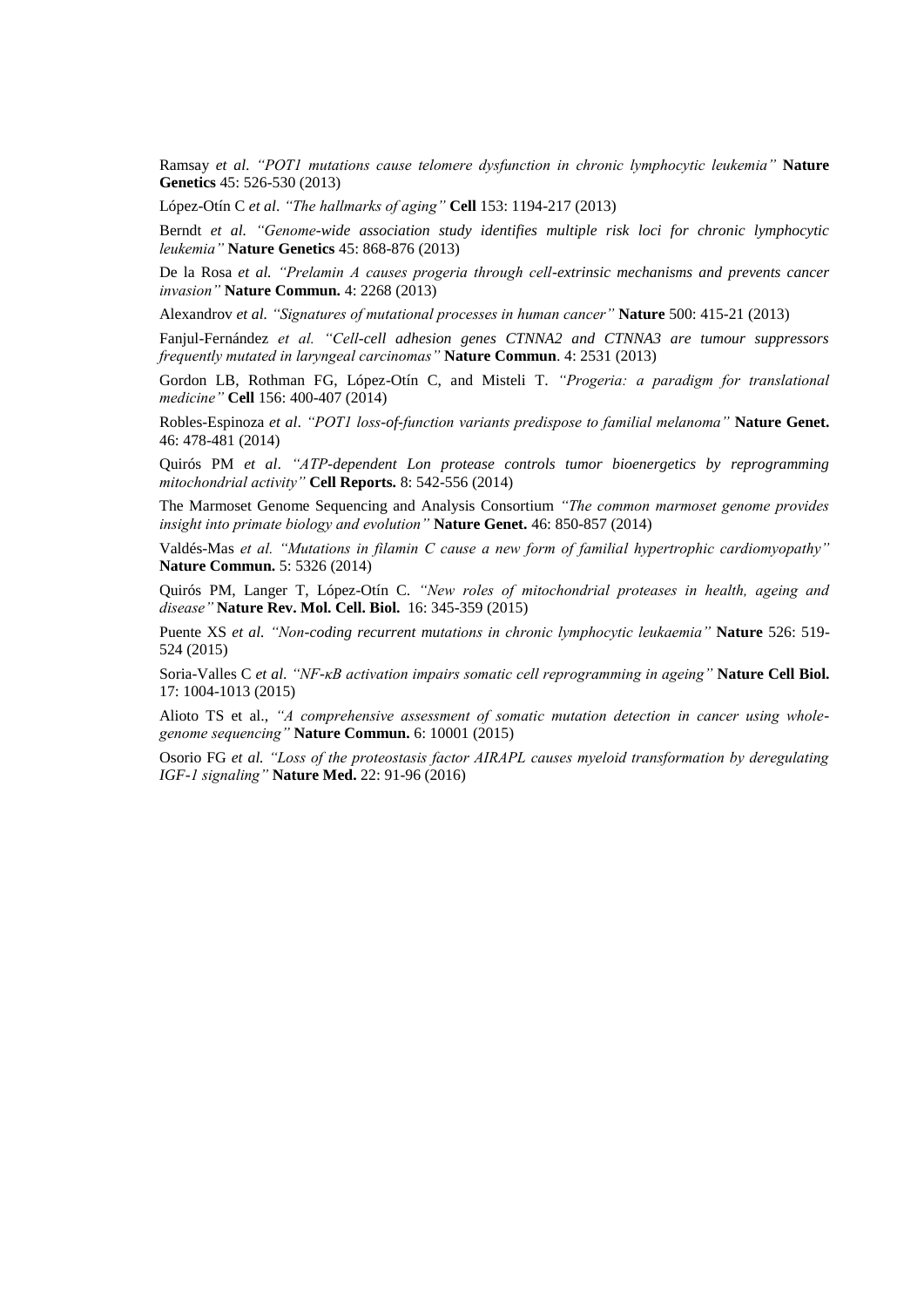Ramsay *et al.* *"POT1 mutations cause telomere dysfunction in chronic lymphocytic leukemia"* **Nature Genetics** 45: 526-530 (2013)

López-Otín C *et al*. *"The hallmarks of aging"* **Cell** 153: 1194-217 (2013)

Berndt *et al.* *"Genome-wide association study identifies multiple risk loci for chronic lymphocytic leukemia"* **Nature Genetics** 45: 868-876 (2013)

De la Rosa *et al.* *"Prelamin A causes progeria through cell-extrinsic mechanisms and prevents cancer invasion"* **Nature Commun.** 4: 2268 (2013)

Alexandrov *et al.* *"Signatures of mutational processes in human cancer"* **Nature** 500: 415-21 (2013)

Fanjul-Fernández *et al.* *"Cell-cell adhesion genes CTNNA2 and CTNNA3 are tumour suppressors frequently mutated in laryngeal carcinomas"* **Nature Commun**. 4: 2531 (2013)

Gordon LB, Rothman FG, López-Otín C, and Misteli T. *"Progeria: a paradigm for translational medicine"* **Cell** 156: 400-407 (2014)

Robles-Espinoza *et al*. *"POT1 loss-of-function variants predispose to familial melanoma"* **Nature Genet.** 46: 478-481 (2014)

Quirós PM *et al*. *"ATP-dependent Lon protease controls tumor bioenergetics by reprogramming mitochondrial activity"* **Cell Reports.** 8: 542-556 (2014)

The Marmoset Genome Sequencing and Analysis Consortium *"The common marmoset genome provides insight into primate biology and evolution"* **Nature Genet.** 46: 850-857 (2014)

Valdés-Mas *et al.* *"Mutations in filamin C cause a new form of familial hypertrophic cardiomyopathy"* **Nature Commun.** 5: 5326 (2014)

Quirós PM, Langer T, López-Otín C. *"New roles of mitochondrial proteases in health, ageing and disease"* **Nature Rev. Mol. Cell. Biol.** 16: 345-359 (2015)

Puente XS *et al.* *"Non-coding recurrent mutations in chronic lymphocytic leukaemia"* **Nature** 526: 519-524 (2015)

Soria-Valles C *et al*. *"NF-κB activation impairs somatic cell reprogramming in ageing"* **Nature Cell Biol.** 17: 1004-1013 (2015)

Alioto TS et al., *"A comprehensive assessment of somatic mutation detection in cancer using whole-genome sequencing"* **Nature Commun.** 6: 10001 (2015)

Osorio FG *et al.* *"Loss of the proteostasis factor AIRAPL causes myeloid transformation by deregulating IGF-1 signaling"* **Nature Med.** 22: 91-96 (2016)